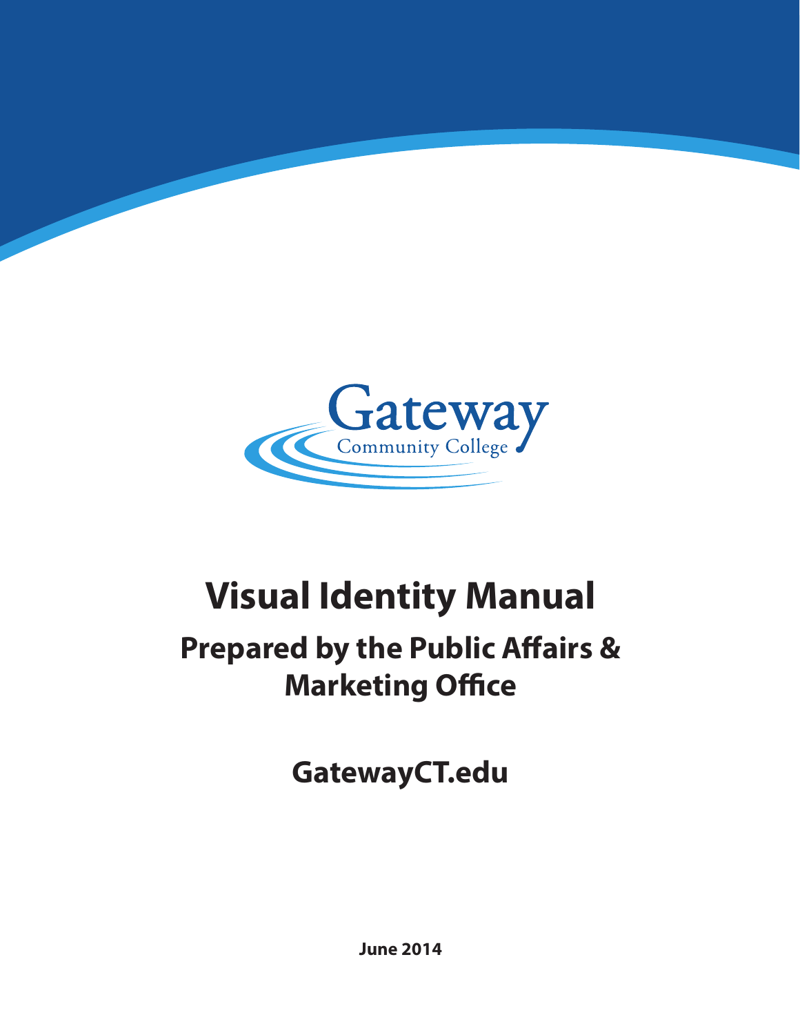Gateway
Community College

# Visual Identity Manual

## Prepared by the Public Affairs & Marketing Office

**GatewayCT.edu**

**June 2014**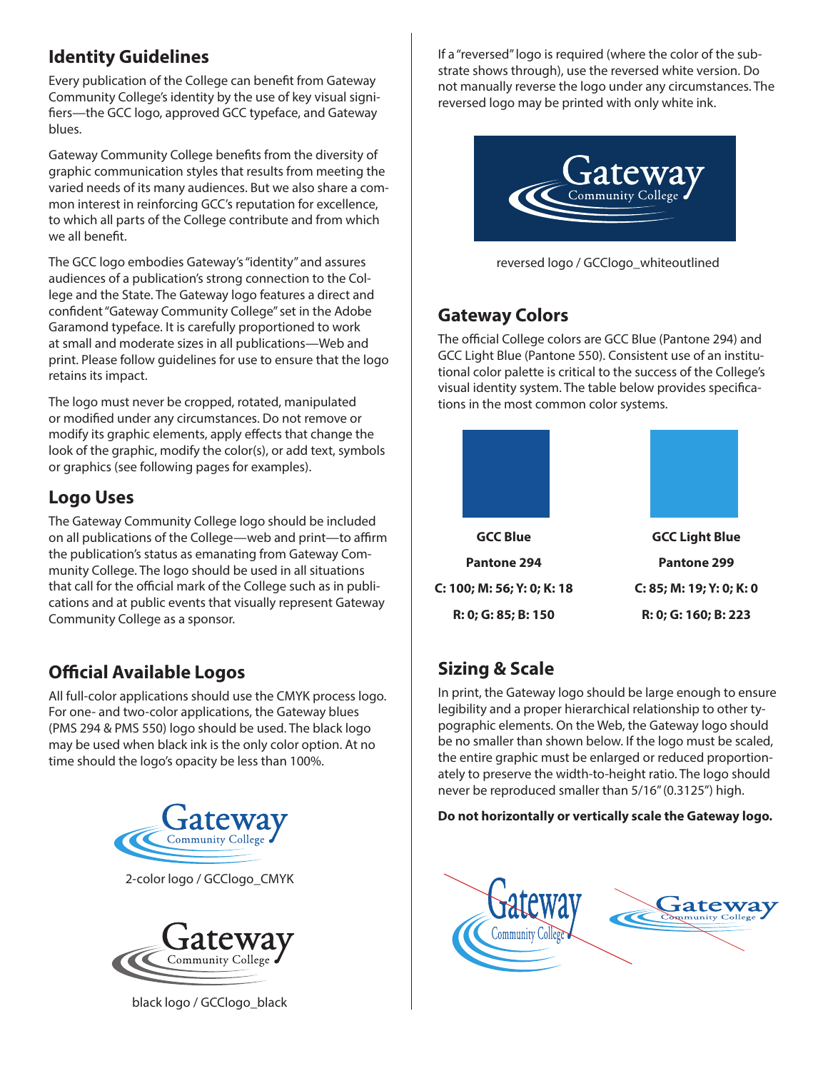## Identity Guidelines

Every publication of the College can benefit from Gateway Community College's identity by the use of key visual signifiers—the GCC logo, approved GCC typeface, and Gateway blues.

Gateway Community College benefits from the diversity of graphic communication styles that results from meeting the varied needs of its many audiences. But we also share a common interest in reinforcing GCC's reputation for excellence, to which all parts of the College contribute and from which we all benefit.

The GCC logo embodies Gateway's "identity" and assures audiences of a publication's strong connection to the College and the State. The Gateway logo features a direct and confident "Gateway Community College" set in the Adobe Garamond typeface. It is carefully proportioned to work at small and moderate sizes in all publications—Web and print. Please follow guidelines for use to ensure that the logo retains its impact.

The logo must never be cropped, rotated, manipulated or modified under any circumstances. Do not remove or modify its graphic elements, apply effects that change the look of the graphic, modify the color(s), or add text, symbols or graphics (see following pages for examples).

## Logo Uses

The Gateway Community College logo should be included on all publications of the College—web and print—to affirm the publication's status as emanating from Gateway Community College. The logo should be used in all situations that call for the official mark of the College such as in publications and at public events that visually represent Gateway Community College as a sponsor.

## Official Available Logos

All full-color applications should use the CMYK process logo. For one- and two-color applications, the Gateway blues (PMS 294 & PMS 550) logo should be used. The black logo may be used when black ink is the only color option. At no time should the logo's opacity be less than 100%.

2-color logo / GCClogo_CMYK

black logo / GCClogo_black

If a "reversed" logo is required (where the color of the substrate shows through), use the reversed white version. Do not manually reverse the logo under any circumstances. The reversed logo may be printed with only white ink.

reversed logo / GCClogo_whiteoutlined

## Gateway Colors

The official College colors are GCC Blue (Pantone 294) and GCC Light Blue (Pantone 550). Consistent use of an institutional color palette is critical to the success of the College's visual identity system. The table below provides specifications in the most common color systems.

| GCC Blue | GCC Light Blue |
|---|---|
| Pantone 294 | Pantone 299 |
| C: 100; M: 56; Y: 0; K: 18 | C: 85; M: 19; Y: 0; K: 0 |
| R: 0; G: 85; B: 150 | R: 0; G: 160; B: 223 |

## Sizing & Scale

In print, the Gateway logo should be large enough to ensure legibility and a proper hierarchical relationship to other typographic elements. On the Web, the Gateway logo should be no smaller than shown below. If the logo must be scaled, the entire graphic must be enlarged or reduced proportionately to preserve the width-to-height ratio. The logo should never be reproduced smaller than 5/16" (0.3125") high.

**Do not horizontally or vertically scale the Gateway logo.**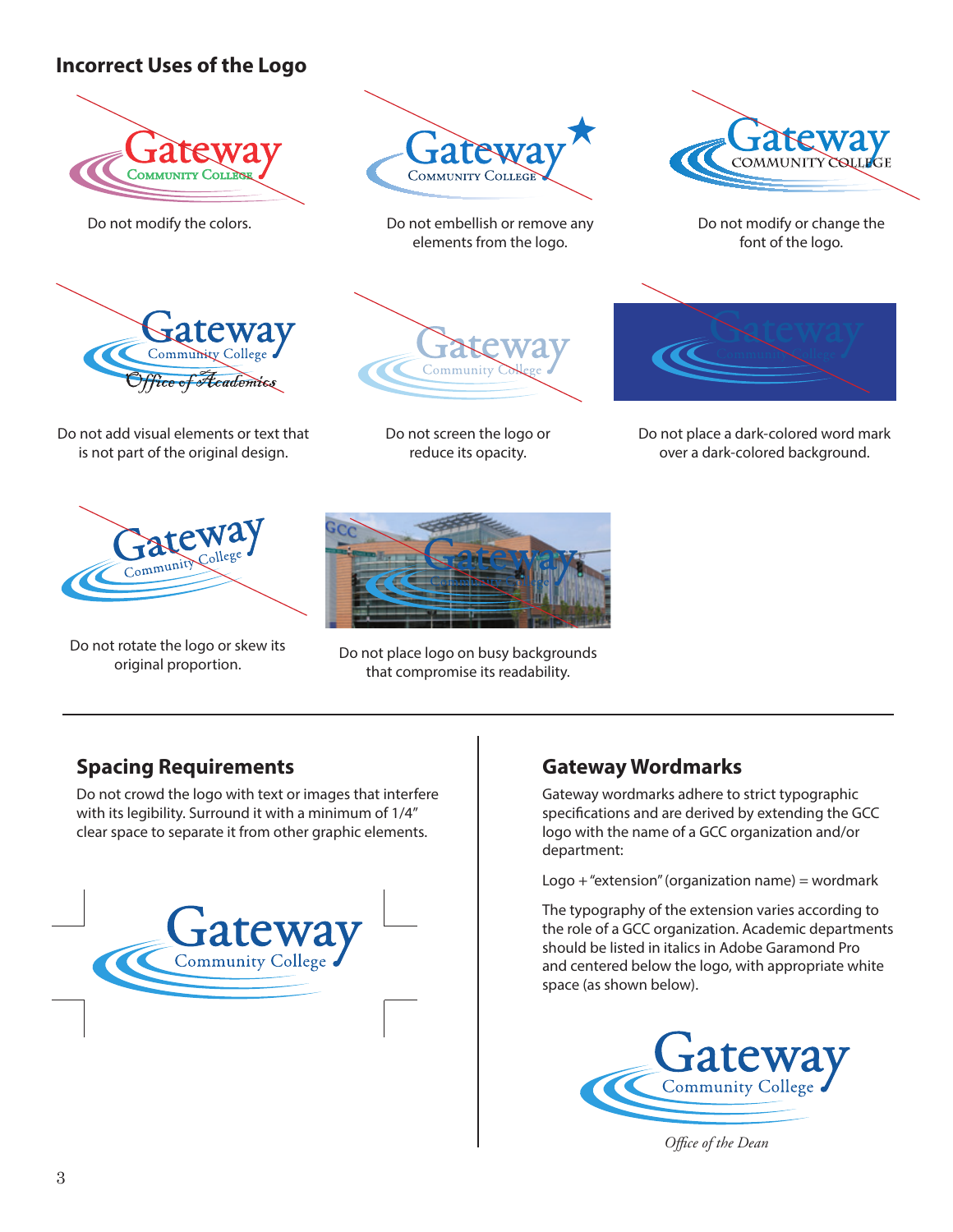## Incorrect Uses of the Logo

Do not modify the colors.

Do not embellish or remove any elements from the logo.

Do not modify or change the font of the logo.

Do not add visual elements or text that is not part of the original design.

Do not screen the logo or reduce its opacity.

Do not place a dark-colored word mark over a dark-colored background.

Do not rotate the logo or skew its original proportion.

Do not place logo on busy backgrounds that compromise its readability.

## Spacing Requirements

Do not crowd the logo with text or images that interfere with its legibility. Surround it with a minimum of 1/4" clear space to separate it from other graphic elements.

## Gateway Wordmarks

Gateway wordmarks adhere to strict typographic specifications and are derived by extending the GCC logo with the name of a GCC organization and/or department:

Logo + "extension" (organization name) = wordmark

The typography of the extension varies according to the role of a GCC organization. Academic departments should be listed in italics in Adobe Garamond Pro and centered below the logo, with appropriate white space (as shown below).

*Office of the Dean*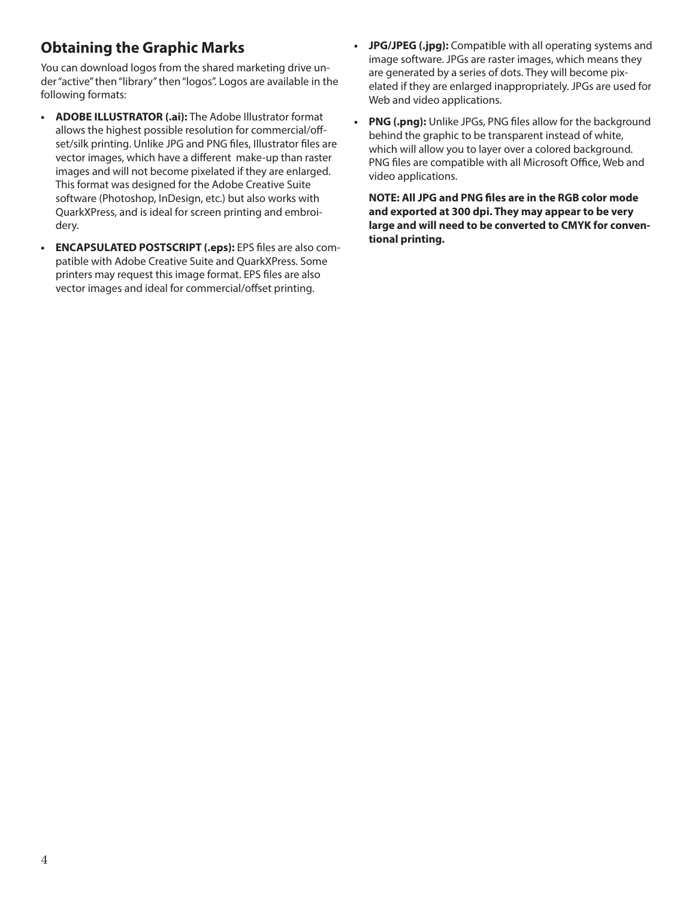## Obtaining the Graphic Marks

You can download logos from the shared marketing drive under "active" then "library" then "logos". Logos are available in the following formats:

- **ADOBE ILLUSTRATOR (.ai):** The Adobe Illustrator format allows the highest possible resolution for commercial/offset/silk printing. Unlike JPG and PNG files, Illustrator files are vector images, which have a different make-up than raster images and will not become pixelated if they are enlarged. This format was designed for the Adobe Creative Suite software (Photoshop, InDesign, etc.) but also works with QuarkXPress, and is ideal for screen printing and embroidery.
- **ENCAPSULATED POSTSCRIPT (.eps):** EPS files are also compatible with Adobe Creative Suite and QuarkXPress. Some printers may request this image format. EPS files are also vector images and ideal for commercial/offset printing.
- **JPG/JPEG (.jpg):** Compatible with all operating systems and image software. JPGs are raster images, which means they are generated by a series of dots. They will become pixelated if they are enlarged inappropriately. JPGs are used for Web and video applications.
- **PNG (.png):** Unlike JPGs, PNG files allow for the background behind the graphic to be transparent instead of white, which will allow you to layer over a colored background. PNG files are compatible with all Microsoft Office, Web and video applications.

  **NOTE: All JPG and PNG files are in the RGB color mode and exported at 300 dpi. They may appear to be very large and will need to be converted to CMYK for conventional printing.**